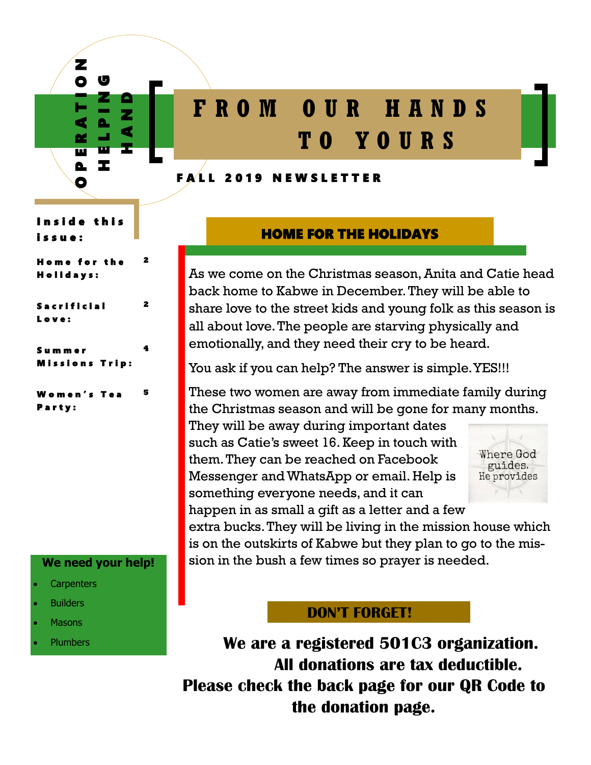OPERATION HELPING HAND

# FROM OUR HANDS TO YOURS

**FALL 2019 NEWSLETTER**

**Inside this issue:**

| | |
|---|---|
| Home for the Holidays: | 2 |
| Sacrificial Love: | 2 |
| Summer Missions Trip: | 4 |
| Women's Tea Party: | 5 |

## HOME FOR THE HOLIDAYS

As we come on the Christmas season, Anita and Catie head back home to Kabwe in December. They will be able to share love to the street kids and young folk as this season is all about love. The people are starving physically and emotionally, and they need their cry to be heard.

You ask if you can help? The answer is simple. YES!!!

These two women are away from immediate family during the Christmas season and will be gone for many months. They will be away during important dates such as Catie's sweet 16. Keep in touch with them. They can be reached on Facebook Messenger and WhatsApp or email. Help is something everyone needs, and it can happen in as small a gift as a letter and a few extra bucks. They will be living in the mission house which is on the outskirts of Kabwe but they plan to go to the mission in the bush a few times so prayer is needed.

Where God guides, He provides

**We need your help!**

- Carpenters
- Builders
- Masons
- Plumbers

## DON'T FORGET!

**We are a registered 501C3 organization. All donations are tax deductible. Please check the back page for our QR Code to the donation page.**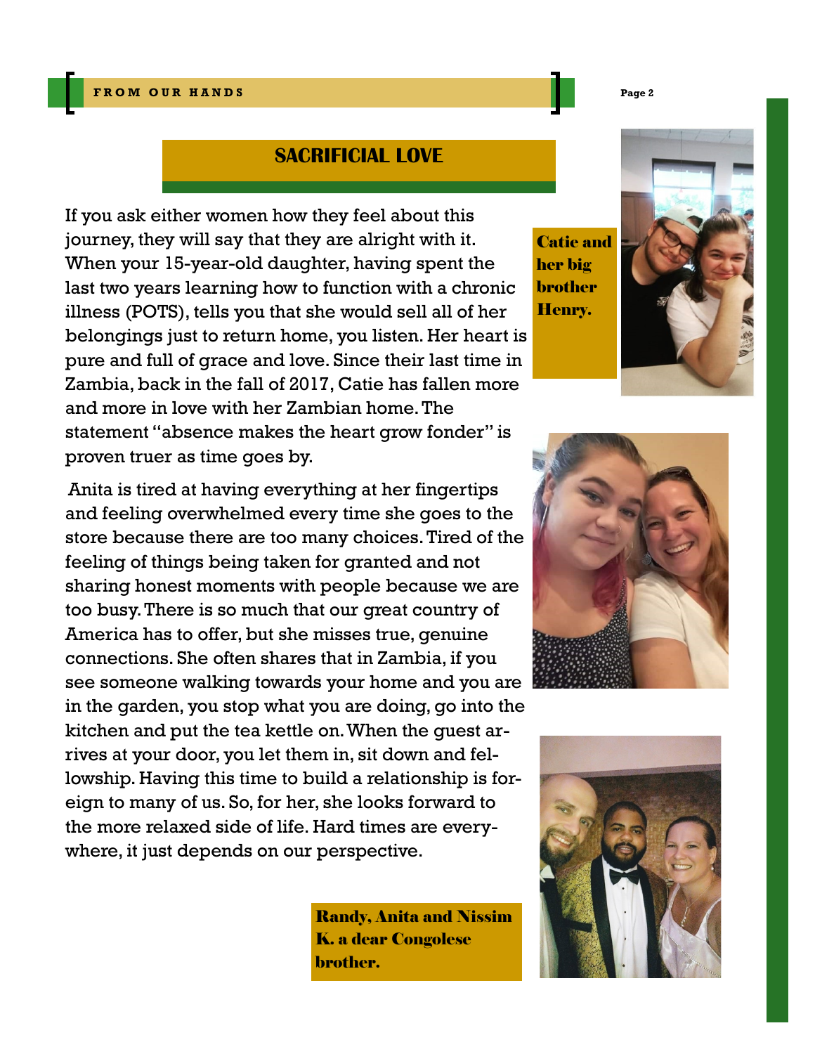## SACRIFICIAL LOVE

If you ask either women how they feel about this journey, they will say that they are alright with it. When your 15-year-old daughter, having spent the last two years learning how to function with a chronic illness (POTS), tells you that she would sell all of her belongings just to return home, you listen. Her heart is pure and full of grace and love. Since their last time in Zambia, back in the fall of 2017, Catie has fallen more and more in love with her Zambian home. The statement "absence makes the heart grow fonder" is proven truer as time goes by.

Anita is tired at having everything at her fingertips and feeling overwhelmed every time she goes to the store because there are too many choices. Tired of the feeling of things being taken for granted and not sharing honest moments with people because we are too busy. There is so much that our great country of America has to offer, but she misses true, genuine connections. She often shares that in Zambia, if you see someone walking towards your home and you are in the garden, you stop what you are doing, go into the kitchen and put the tea kettle on. When the guest arrives at your door, you let them in, sit down and fellowship. Having this time to build a relationship is foreign to many of us. So, for her, she looks forward to the more relaxed side of life. Hard times are everywhere, it just depends on our perspective.

**Catie and her big brother Henry.**

**Randy, Anita and Nissim K. a dear Congolese brother.**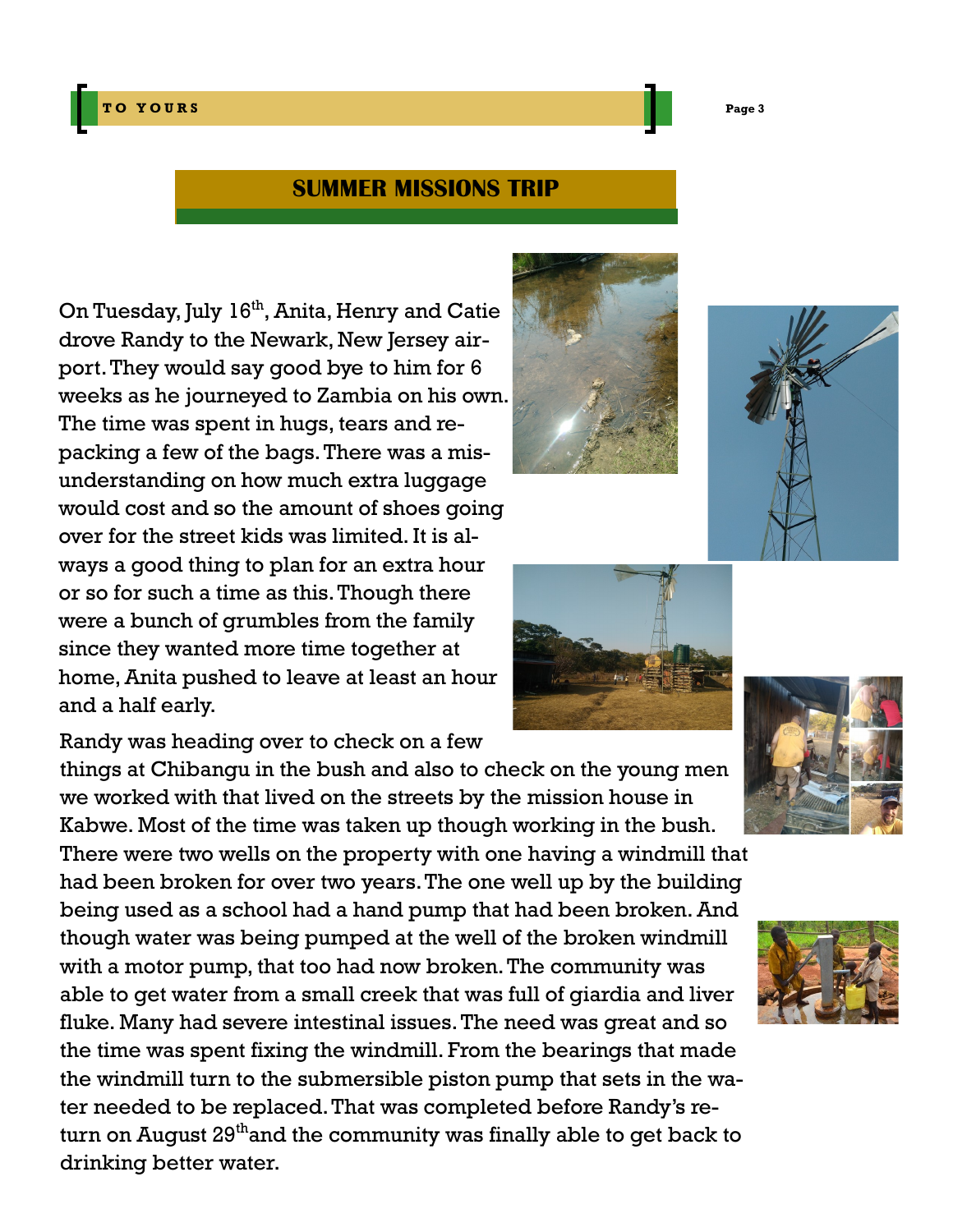## SUMMER MISSIONS TRIP

On Tuesday, July 16th, Anita, Henry and Catie drove Randy to the Newark, New Jersey airport. They would say good bye to him for 6 weeks as he journeyed to Zambia on his own. The time was spent in hugs, tears and re-packing a few of the bags. There was a misunderstanding on how much extra luggage would cost and so the amount of shoes going over for the street kids was limited. It is always a good thing to plan for an extra hour or so for such a time as this. Though there were a bunch of grumbles from the family since they wanted more time together at home, Anita pushed to leave at least an hour and a half early.

Randy was heading over to check on a few things at Chibangu in the bush and also to check on the young men we worked with that lived on the streets by the mission house in Kabwe. Most of the time was taken up though working in the bush. There were two wells on the property with one having a windmill that had been broken for over two years. The one well up by the building being used as a school had a hand pump that had been broken. And though water was being pumped at the well of the broken windmill with a motor pump, that too had now broken. The community was able to get water from a small creek that was full of giardia and liver fluke. Many had severe intestinal issues. The need was great and so the time was spent fixing the windmill. From the bearings that made the windmill turn to the submersible piston pump that sets in the water needed to be replaced. That was completed before Randy's return on August 29th and the community was finally able to get back to drinking better water.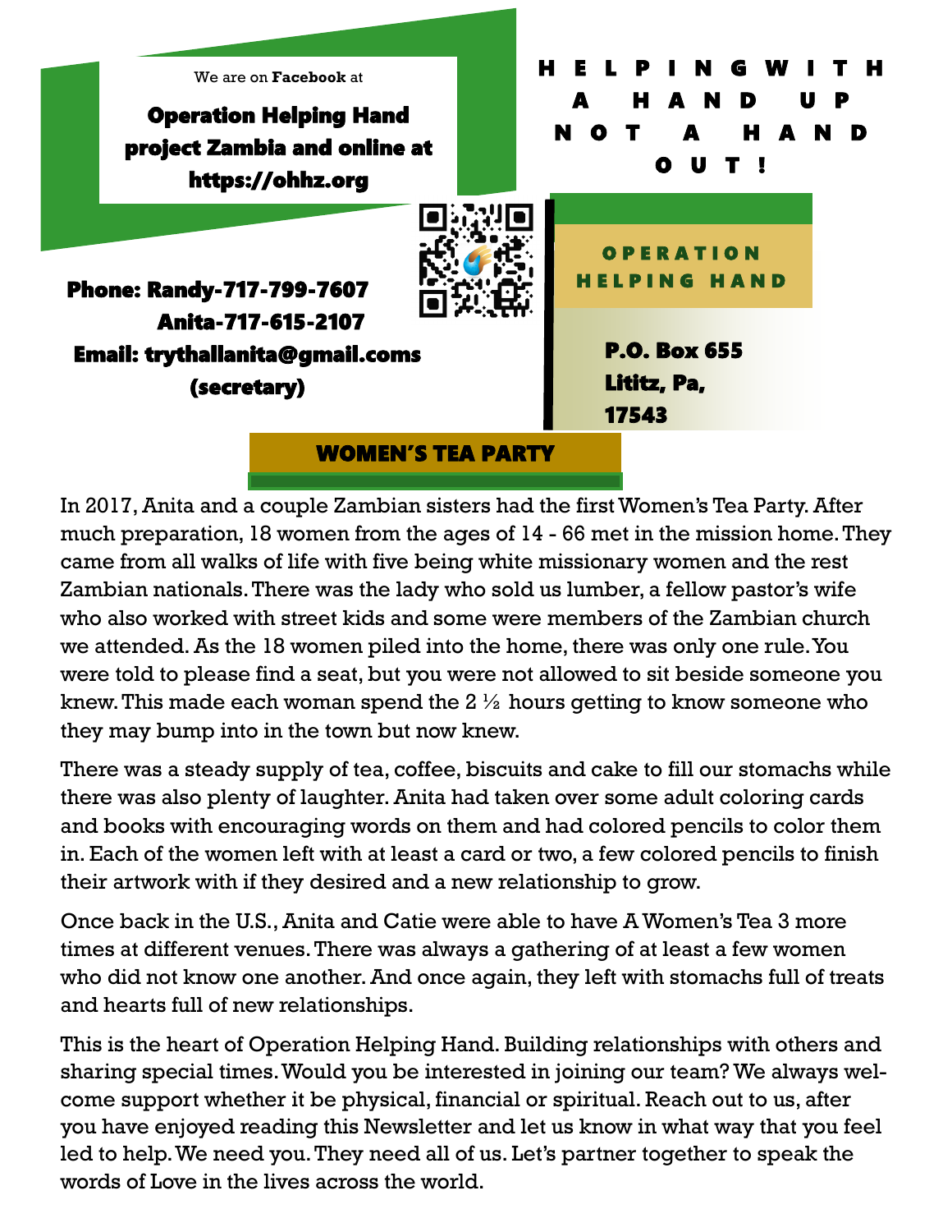We are on **Facebook** at

**Operation Helping Hand project Zambia and online at https://ohhz.org**

**Phone: Randy-717-799-7607**
**Anita-717-615-2107**
**Email: trythallanita@gmail.coms (secretary)**

**HELPING WITH A HAND UP NOT A HAND OUT!**

**OPERATION HELPING HAND**

**P.O. Box 655**
**Lititz, Pa,**
**17543**

## WOMEN'S TEA PARTY

In 2017, Anita and a couple Zambian sisters had the first Women's Tea Party. After much preparation, 18 women from the ages of 14 - 66 met in the mission home. They came from all walks of life with five being white missionary women and the rest Zambian nationals. There was the lady who sold us lumber, a fellow pastor's wife who also worked with street kids and some were members of the Zambian church we attended. As the 18 women piled into the home, there was only one rule. You were told to please find a seat, but you were not allowed to sit beside someone you knew. This made each woman spend the 2 ½ hours getting to know someone who they may bump into in the town but now knew.

There was a steady supply of tea, coffee, biscuits and cake to fill our stomachs while there was also plenty of laughter. Anita had taken over some adult coloring cards and books with encouraging words on them and had colored pencils to color them in. Each of the women left with at least a card or two, a few colored pencils to finish their artwork with if they desired and a new relationship to grow.

Once back in the U.S., Anita and Catie were able to have A Women's Tea 3 more times at different venues. There was always a gathering of at least a few women who did not know one another. And once again, they left with stomachs full of treats and hearts full of new relationships.

This is the heart of Operation Helping Hand. Building relationships with others and sharing special times. Would you be interested in joining our team? We always welcome support whether it be physical, financial or spiritual. Reach out to us, after you have enjoyed reading this Newsletter and let us know in what way that you feel led to help. We need you. They need all of us. Let's partner together to speak the words of Love in the lives across the world.